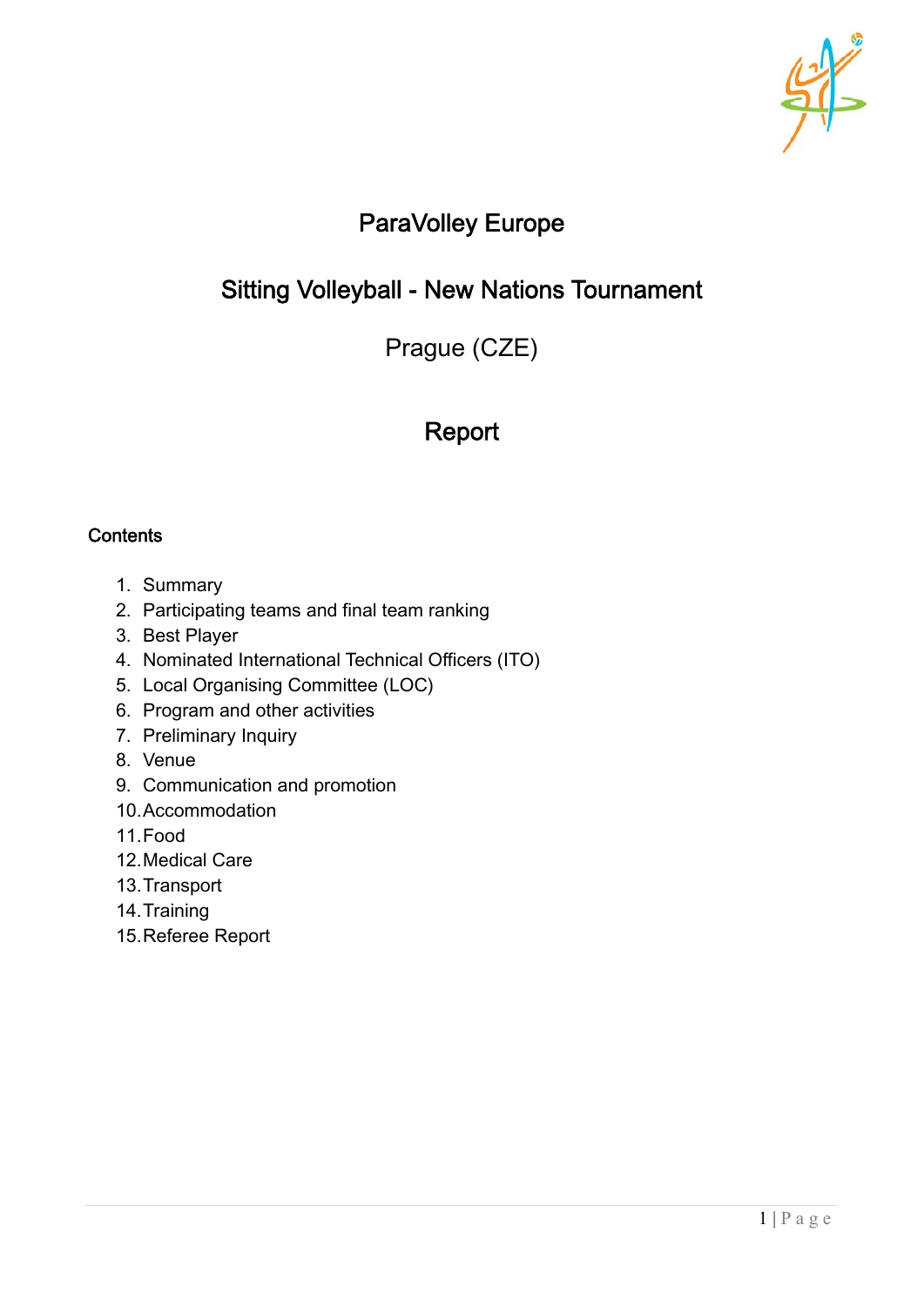# ParaVolley Europe

## Sitting Volleyball - New Nations Tournament

Prague (CZE)

## Report

**Contents**

1. Summary
2. Participating teams and final team ranking
3. Best Player
4. Nominated International Technical Officers (ITO)
5. Local Organising Committee (LOC)
6. Program and other activities
7. Preliminary Inquiry
8. Venue
9. Communication and promotion
10. Accommodation
11. Food
12. Medical Care
13. Transport
14. Training
15. Referee Report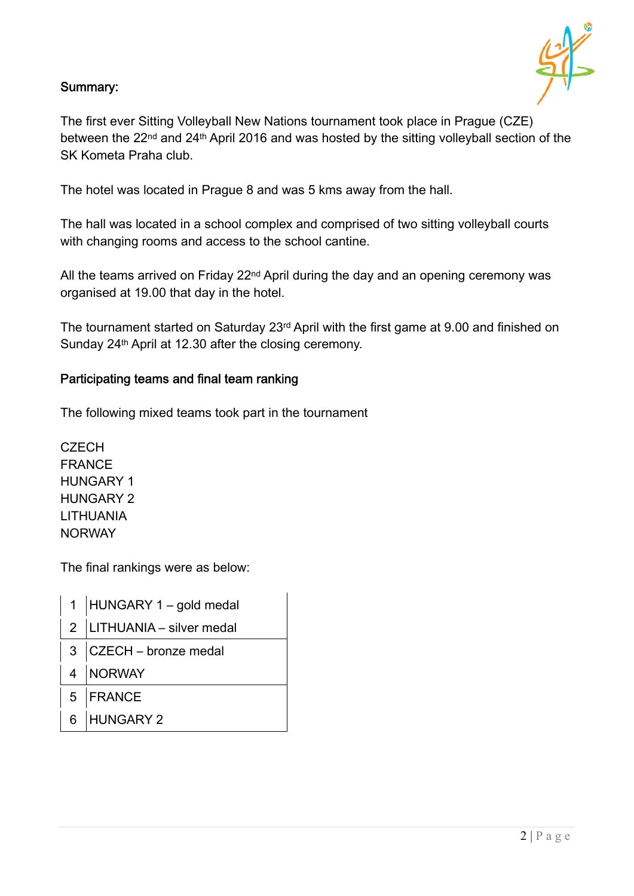## Summary:

The first ever Sitting Volleyball New Nations tournament took place in Prague (CZE) between the 22nd and 24th April 2016 and was hosted by the sitting volleyball section of the SK Kometa Praha club.

The hotel was located in Prague 8 and was 5 kms away from the hall.

The hall was located in a school complex and comprised of two sitting volleyball courts with changing rooms and access to the school cantine.

All the teams arrived on Friday 22nd April during the day and an opening ceremony was organised at 19.00 that day in the hotel.

The tournament started on Saturday 23rd April with the first game at 9.00 and finished on Sunday 24th April at 12.30 after the closing ceremony.

## Participating teams and final team ranking

The following mixed teams took part in the tournament

CZECH
FRANCE
HUNGARY 1
HUNGARY 2
LITHUANIA
NORWAY

The final rankings were as below:

| | |
|---|---|
| 1 | HUNGARY 1 – gold medal |
| 2 | LITHUANIA – silver medal |
| 3 | CZECH – bronze medal |
| 4 | NORWAY |
| 5 | FRANCE |
| 6 | HUNGARY 2 |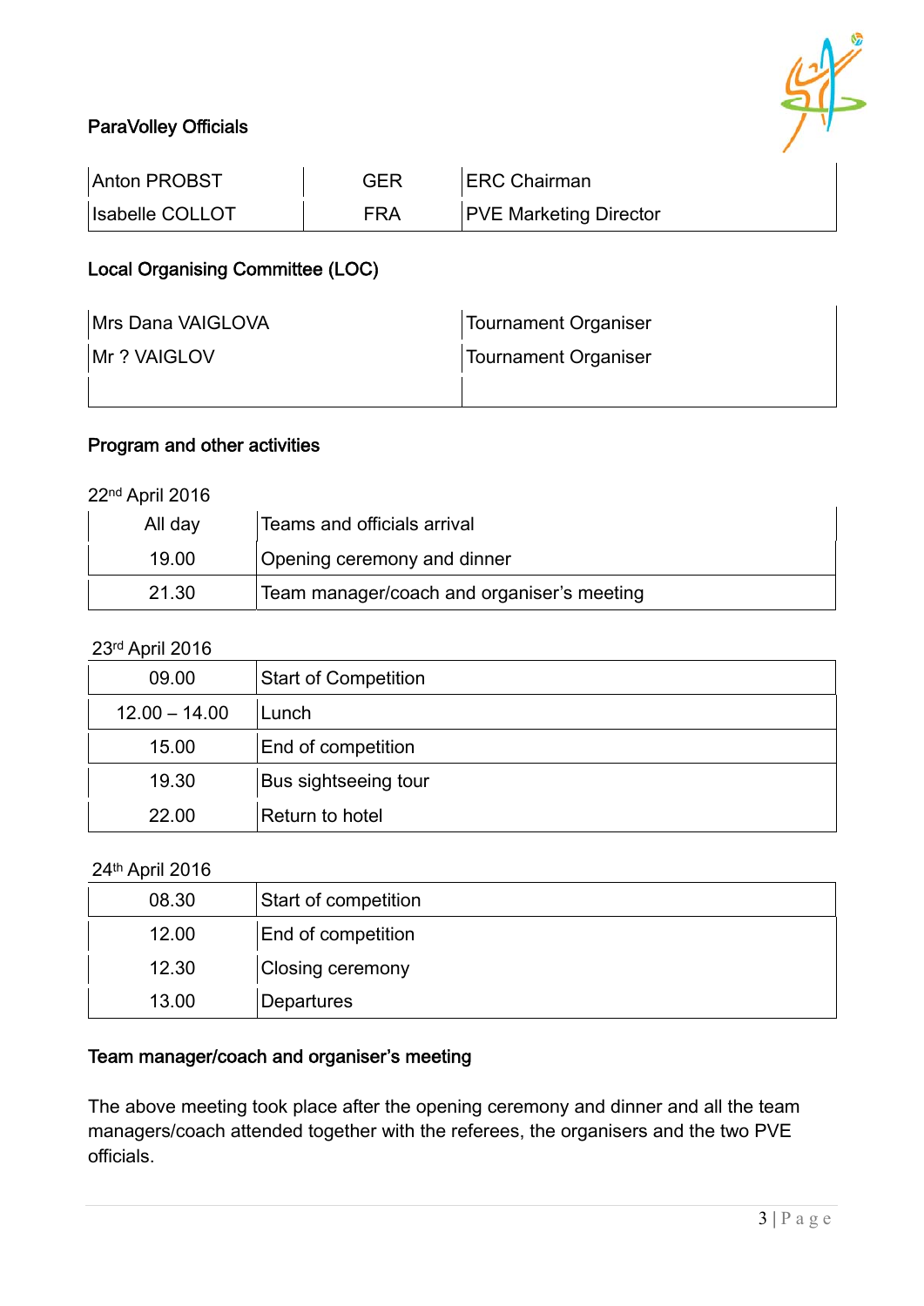## ParaVolley Officials

| | | |
|---|---|---|
| Anton PROBST | GER | ERC Chairman |
| Isabelle COLLOT | FRA | PVE Marketing Director |

## Local Organising Committee (LOC)

| | |
|---|---|
| Mrs Dana VAIGLOVA | Tournament Organiser |
| Mr ? VAIGLOV | Tournament Organiser |
| | |

## Program and other activities

22nd April 2016

| | |
|---|---|
| All day | Teams and officials arrival |
| 19.00 | Opening ceremony and dinner |
| 21.30 | Team manager/coach and organiser's meeting |

23rd April 2016

| | |
|---|---|
| 09.00 | Start of Competition |
| 12.00 – 14.00 | Lunch |
| 15.00 | End of competition |
| 19.30 | Bus sightseeing tour |
| 22.00 | Return to hotel |

24th April 2016

| | |
|---|---|
| 08.30 | Start of competition |
| 12.00 | End of competition |
| 12.30 | Closing ceremony |
| 13.00 | Departures |

## Team manager/coach and organiser's meeting

The above meeting took place after the opening ceremony and dinner and all the team managers/coach attended together with the referees, the organisers and the two PVE officials.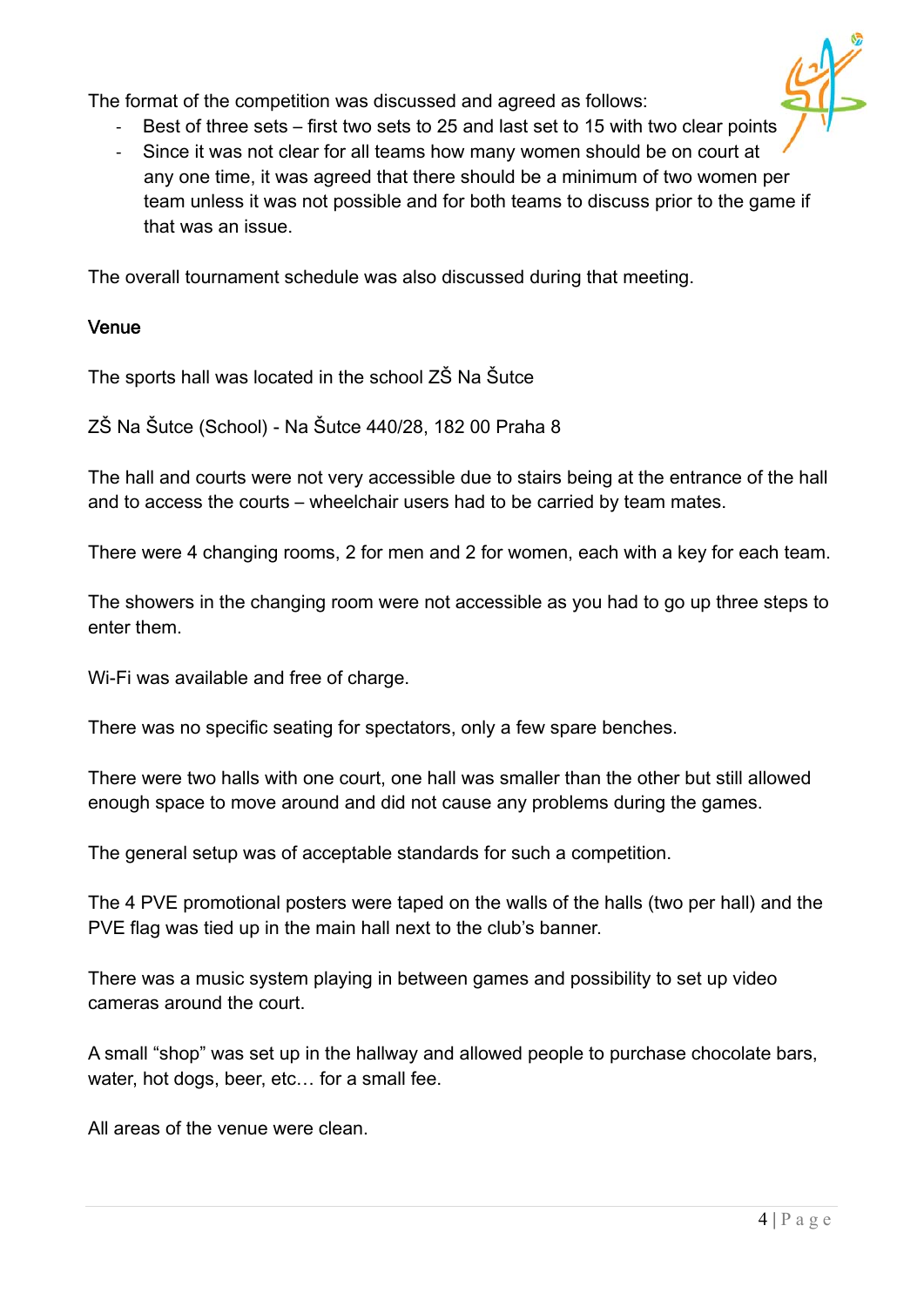The format of the competition was discussed and agreed as follows:

- Best of three sets – first two sets to 25 and last set to 15 with two clear points
- Since it was not clear for all teams how many women should be on court at any one time, it was agreed that there should be a minimum of two women per team unless it was not possible and for both teams to discuss prior to the game if that was an issue.

The overall tournament schedule was also discussed during that meeting.

## Venue

The sports hall was located in the school ZŠ Na Šutce

ZŠ Na Šutce (School) - Na Šutce 440/28, 182 00 Praha 8

The hall and courts were not very accessible due to stairs being at the entrance of the hall and to access the courts – wheelchair users had to be carried by team mates.

There were 4 changing rooms, 2 for men and 2 for women, each with a key for each team.

The showers in the changing room were not accessible as you had to go up three steps to enter them.

Wi-Fi was available and free of charge.

There was no specific seating for spectators, only a few spare benches.

There were two halls with one court, one hall was smaller than the other but still allowed enough space to move around and did not cause any problems during the games.

The general setup was of acceptable standards for such a competition.

The 4 PVE promotional posters were taped on the walls of the halls (two per hall) and the PVE flag was tied up in the main hall next to the club's banner.

There was a music system playing in between games and possibility to set up video cameras around the court.

A small "shop" was set up in the hallway and allowed people to purchase chocolate bars, water, hot dogs, beer, etc… for a small fee.

All areas of the venue were clean.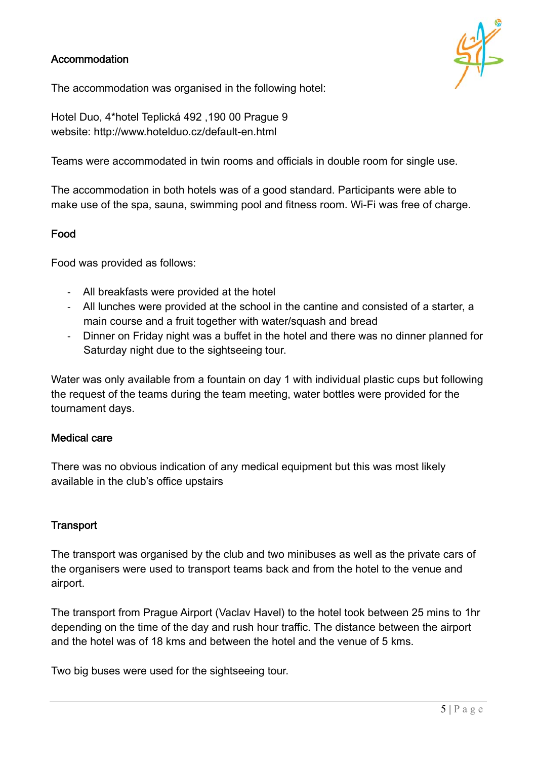## Accommodation

The accommodation was organised in the following hotel:

Hotel Duo, 4*hotel Teplická 492 ,190 00 Prague 9
website: http://www.hotelduo.cz/default-en.html

Teams were accommodated in twin rooms and officials in double room for single use.

The accommodation in both hotels was of a good standard. Participants were able to make use of the spa, sauna, swimming pool and fitness room. Wi-Fi was free of charge.

## Food

Food was provided as follows:

- All breakfasts were provided at the hotel
- All lunches were provided at the school in the cantine and consisted of a starter, a main course and a fruit together with water/squash and bread
- Dinner on Friday night was a buffet in the hotel and there was no dinner planned for Saturday night due to the sightseeing tour.

Water was only available from a fountain on day 1 with individual plastic cups but following the request of the teams during the team meeting, water bottles were provided for the tournament days.

## Medical care

There was no obvious indication of any medical equipment but this was most likely available in the club's office upstairs

## Transport

The transport was organised by the club and two minibuses as well as the private cars of the organisers were used to transport teams back and from the hotel to the venue and airport.

The transport from Prague Airport (Vaclav Havel) to the hotel took between 25 mins to 1hr depending on the time of the day and rush hour traffic. The distance between the airport and the hotel was of 18 kms and between the hotel and the venue of 5 kms.

Two big buses were used for the sightseeing tour.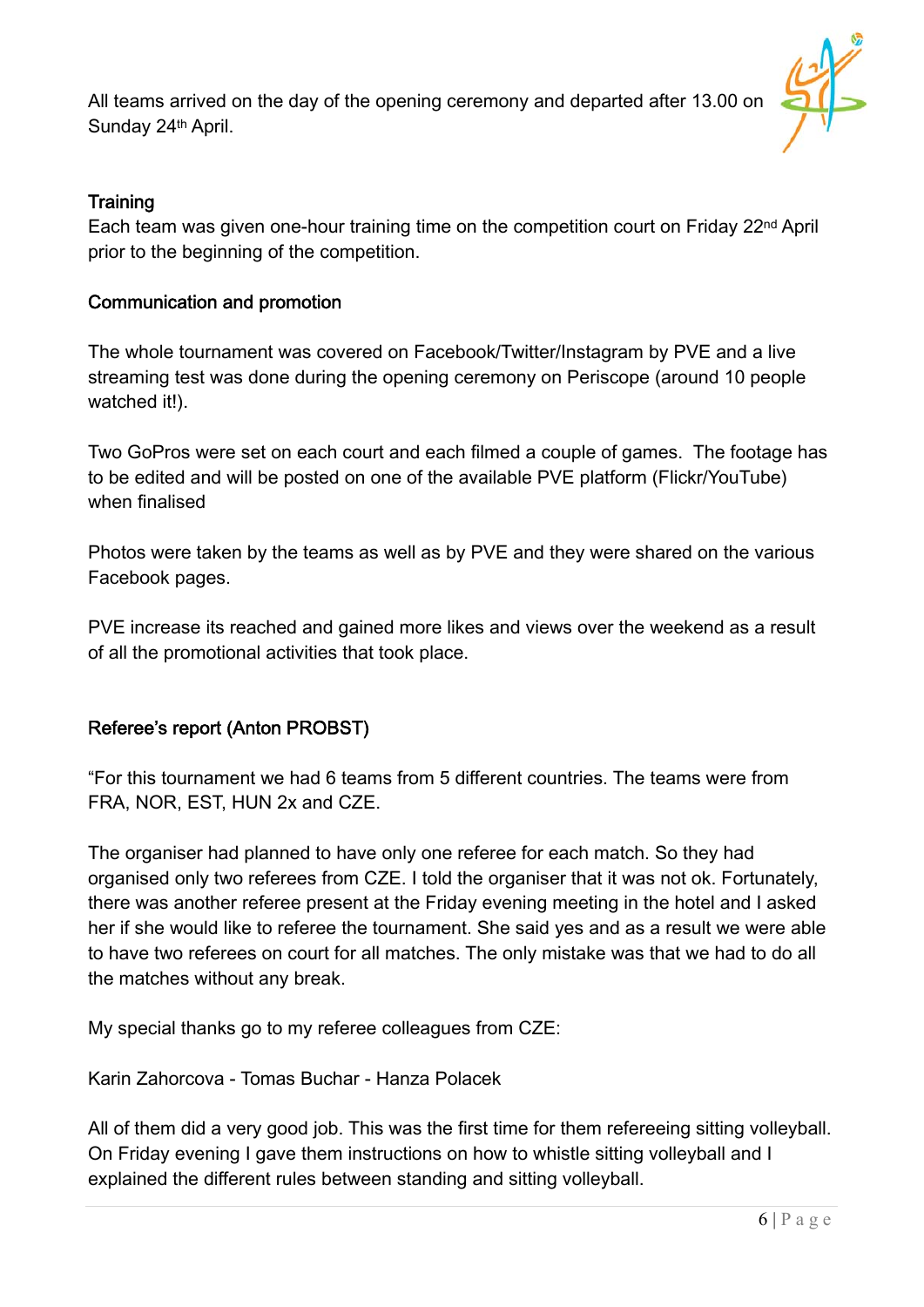All teams arrived on the day of the opening ceremony and departed after 13.00 on Sunday 24th April.

### Training

Each team was given one-hour training time on the competition court on Friday 22nd April prior to the beginning of the competition.

### Communication and promotion

The whole tournament was covered on Facebook/Twitter/Instagram by PVE and a live streaming test was done during the opening ceremony on Periscope (around 10 people watched it!).

Two GoPros were set on each court and each filmed a couple of games. The footage has to be edited and will be posted on one of the available PVE platform (Flickr/YouTube) when finalised

Photos were taken by the teams as well as by PVE and they were shared on the various Facebook pages.

PVE increase its reached and gained more likes and views over the weekend as a result of all the promotional activities that took place.

### Referee's report (Anton PROBST)

"For this tournament we had 6 teams from 5 different countries. The teams were from FRA, NOR, EST, HUN 2x and CZE.

The organiser had planned to have only one referee for each match. So they had organised only two referees from CZE. I told the organiser that it was not ok. Fortunately, there was another referee present at the Friday evening meeting in the hotel and I asked her if she would like to referee the tournament. She said yes and as a result we were able to have two referees on court for all matches. The only mistake was that we had to do all the matches without any break.

My special thanks go to my referee colleagues from CZE:

Karin Zahorcova - Tomas Buchar - Hanza Polacek

All of them did a very good job. This was the first time for them refereeing sitting volleyball. On Friday evening I gave them instructions on how to whistle sitting volleyball and I explained the different rules between standing and sitting volleyball.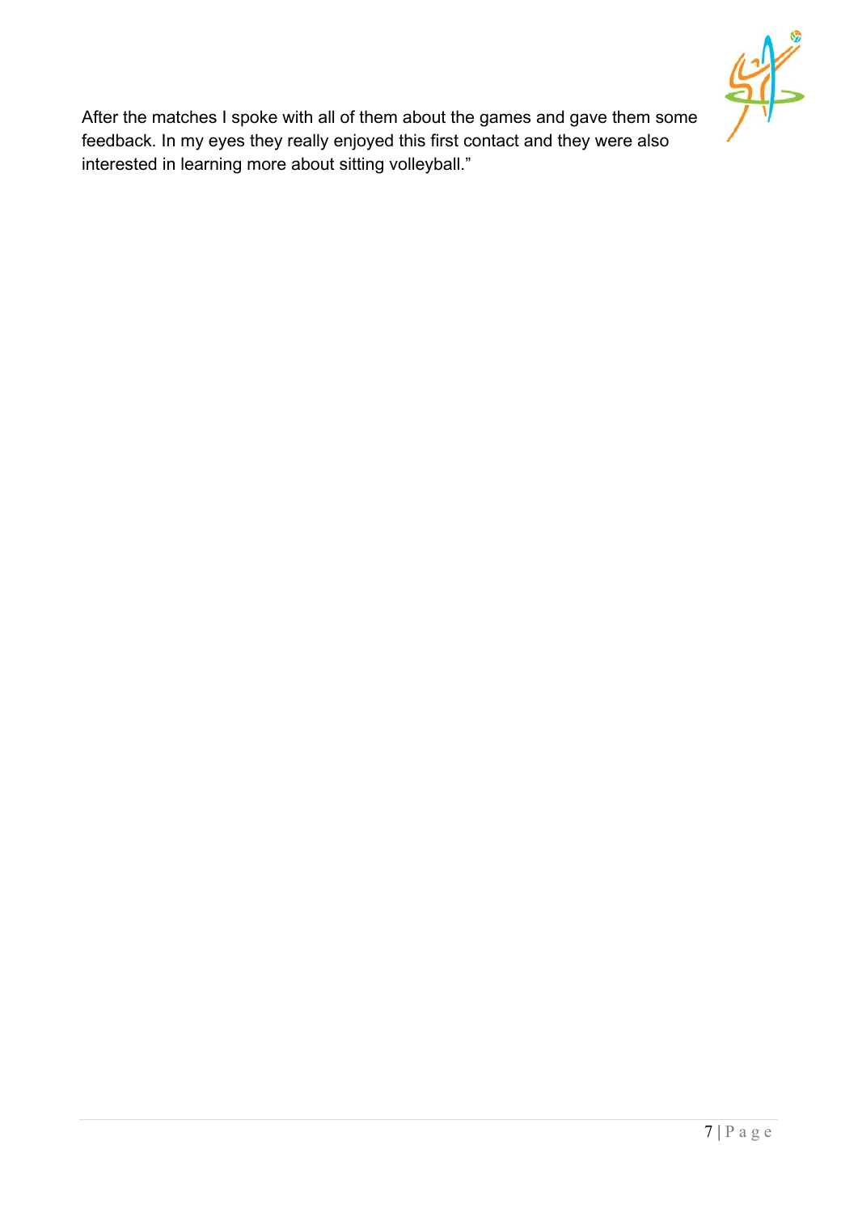After the matches I spoke with all of them about the games and gave them some feedback. In my eyes they really enjoyed this first contact and they were also interested in learning more about sitting volleyball."